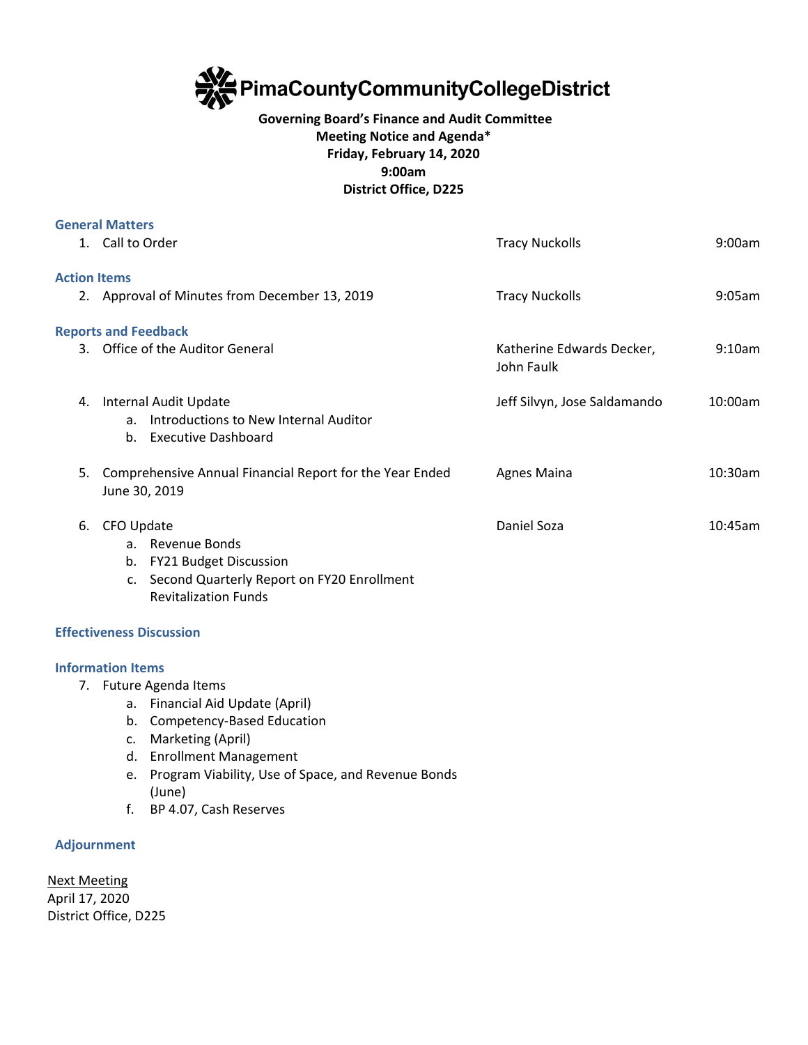# PimaCountyCommunityCollegeDistrict

**Governing Board's Finance and Audit Committee**
**Meeting Notice and Agenda***
**Friday, February 14, 2020**
**9:00am**
**District Office, D225**

### General Matters

| | | |
|---|---|---|
| 1. Call to Order | Tracy Nuckolls | 9:00am |

### Action Items

| | | |
|---|---|---|
| 2. Approval of Minutes from December 13, 2019 | Tracy Nuckolls | 9:05am |

### Reports and Feedback

| | | |
|---|---|---|
| 3. Office of the Auditor General | Katherine Edwards Decker, John Faulk | 9:10am |
| 4. Internal Audit Update<br>a. Introductions to New Internal Auditor<br>b. Executive Dashboard | Jeff Silvyn, Jose Saldamando | 10:00am |
| 5. Comprehensive Annual Financial Report for the Year Ended June 30, 2019 | Agnes Maina | 10:30am |
| 6. CFO Update<br>a. Revenue Bonds<br>b. FY21 Budget Discussion<br>c. Second Quarterly Report on FY20 Enrollment Revitalization Funds | Daniel Soza | 10:45am |

### Effectiveness Discussion

### Information Items

7. Future Agenda Items
   a. Financial Aid Update (April)
   b. Competency-Based Education
   c. Marketing (April)
   d. Enrollment Management
   e. Program Viability, Use of Space, and Revenue Bonds (June)
   f. BP 4.07, Cash Reserves

### Adjournment

Next Meeting
April 17, 2020
District Office, D225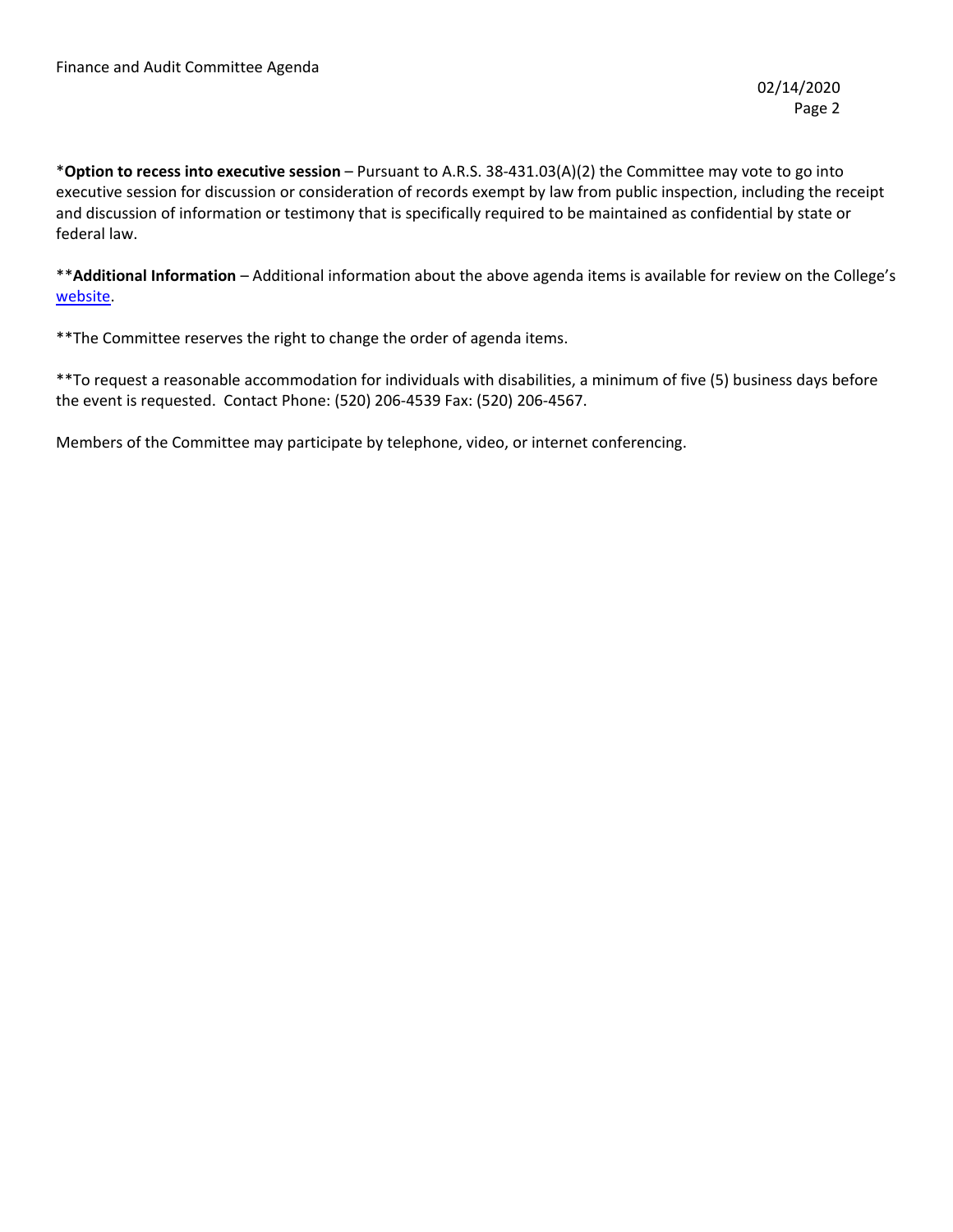***Option to recess into executive session** – Pursuant to A.R.S. 38-431.03(A)(2) the Committee may vote to go into executive session for discussion or consideration of records exempt by law from public inspection, including the receipt and discussion of information or testimony that is specifically required to be maintained as confidential by state or federal law.

****Additional Information** – Additional information about the above agenda items is available for review on the College's website.

**The Committee reserves the right to change the order of agenda items.

**To request a reasonable accommodation for individuals with disabilities, a minimum of five (5) business days before the event is requested. Contact Phone: (520) 206-4539 Fax: (520) 206-4567.

Members of the Committee may participate by telephone, video, or internet conferencing.